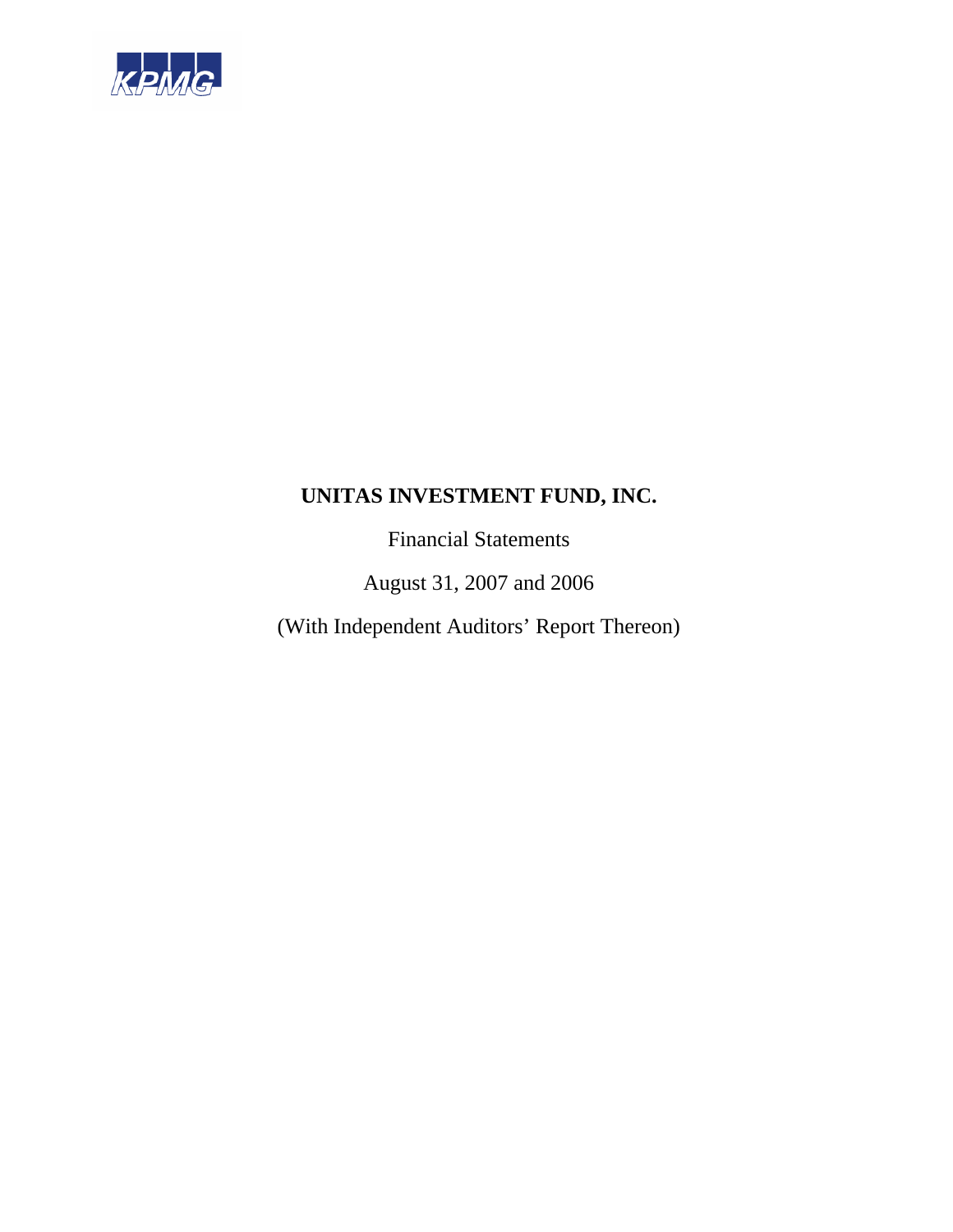KPMG

# UNITAS INVESTMENT FUND, INC.

Financial Statements

August 31, 2007 and 2006

(With Independent Auditors' Report Thereon)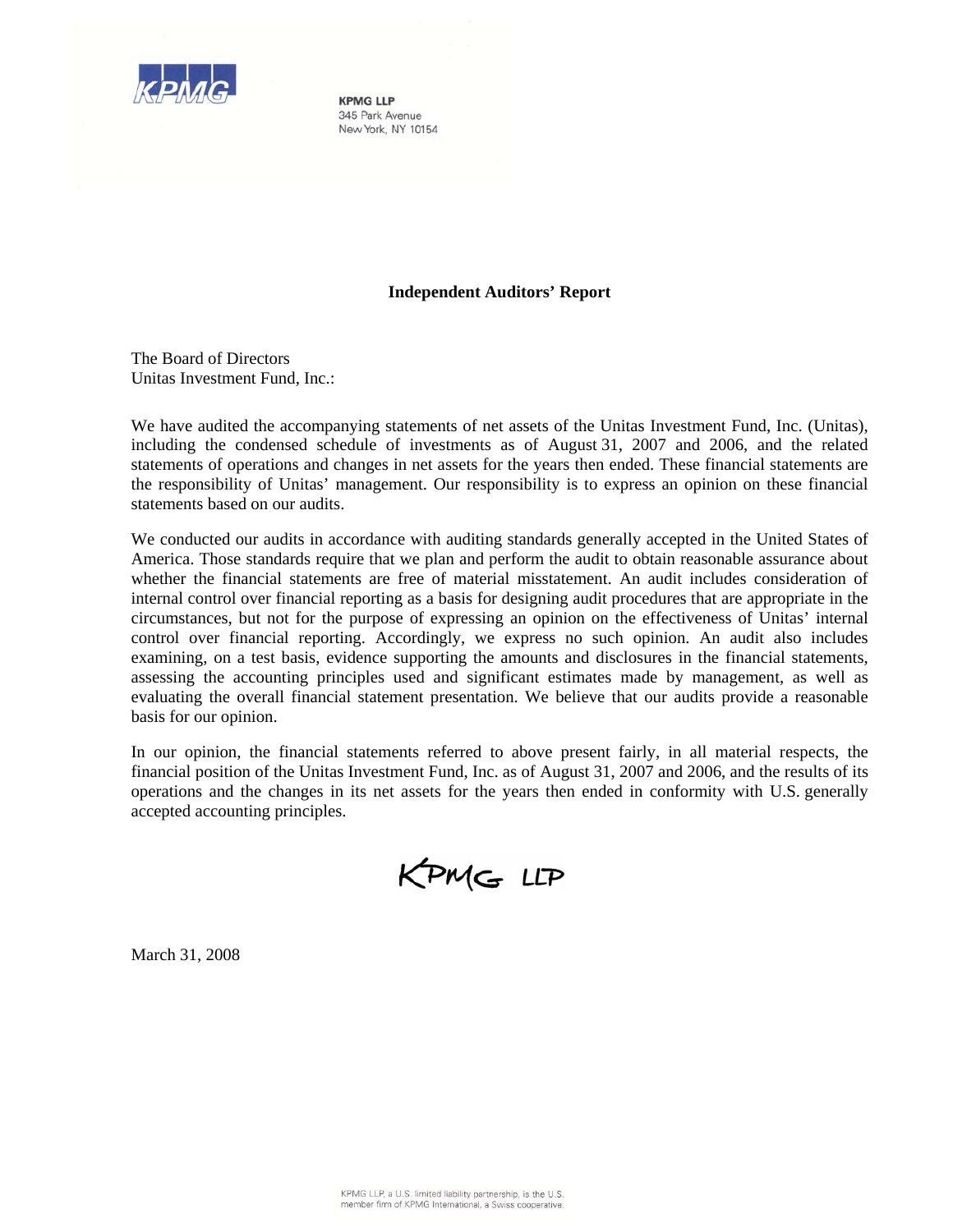**KPMG LLP**
345 Park Avenue
New York, NY 10154

## Independent Auditors' Report

The Board of Directors
Unitas Investment Fund, Inc.:

We have audited the accompanying statements of net assets of the Unitas Investment Fund, Inc. (Unitas), including the condensed schedule of investments as of August 31, 2007 and 2006, and the related statements of operations and changes in net assets for the years then ended. These financial statements are the responsibility of Unitas' management. Our responsibility is to express an opinion on these financial statements based on our audits.

We conducted our audits in accordance with auditing standards generally accepted in the United States of America. Those standards require that we plan and perform the audit to obtain reasonable assurance about whether the financial statements are free of material misstatement. An audit includes consideration of internal control over financial reporting as a basis for designing audit procedures that are appropriate in the circumstances, but not for the purpose of expressing an opinion on the effectiveness of Unitas' internal control over financial reporting. Accordingly, we express no such opinion. An audit also includes examining, on a test basis, evidence supporting the amounts and disclosures in the financial statements, assessing the accounting principles used and significant estimates made by management, as well as evaluating the overall financial statement presentation. We believe that our audits provide a reasonable basis for our opinion.

In our opinion, the financial statements referred to above present fairly, in all material respects, the financial position of the Unitas Investment Fund, Inc. as of August 31, 2007 and 2006, and the results of its operations and the changes in its net assets for the years then ended in conformity with U.S. generally accepted accounting principles.

KPMG LLP

March 31, 2008

KPMG LLP, a U.S. limited liability partnership, is the U.S. member firm of KPMG International, a Swiss cooperative.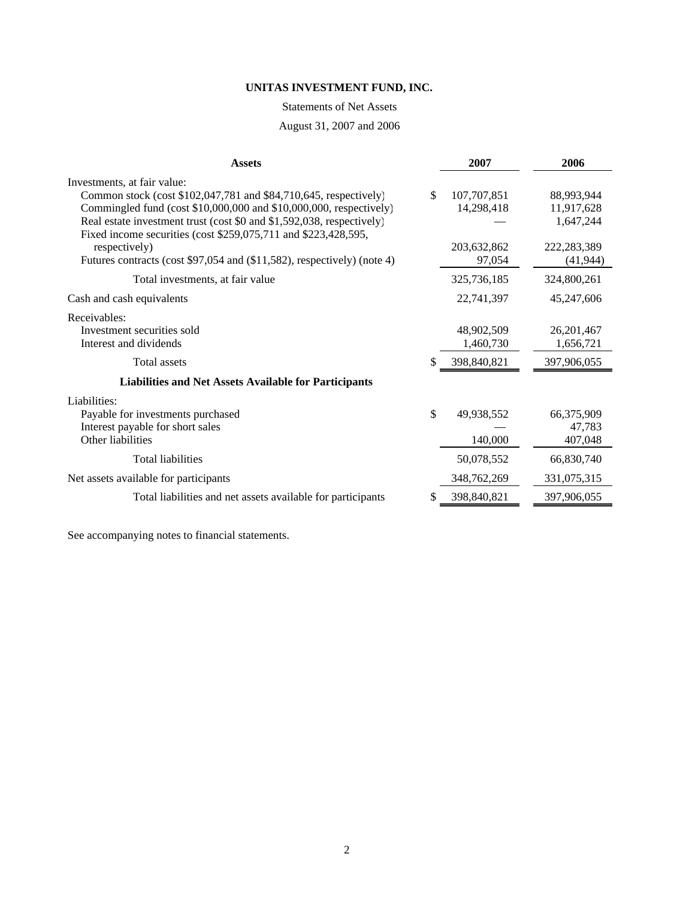**UNITAS INVESTMENT FUND, INC.**

Statements of Net Assets

August 31, 2007 and 2006

| Assets | 2007 | 2006 |
|---|---|---|
| Investments, at fair value: | | |
| Common stock (cost $102,047,781 and $84,710,645, respectively) | $ 107,707,851 | 88,993,944 |
| Commingled fund (cost $10,000,000 and $10,000,000, respectively) | 14,298,418 | 11,917,628 |
| Real estate investment trust (cost $0 and $1,592,038, respectively) | — | 1,647,244 |
| Fixed income securities (cost $259,075,711 and $223,428,595, respectively) | 203,632,862 | 222,283,389 |
| Futures contracts (cost $97,054 and ($11,582), respectively) (note 4) | 97,054 | (41,944) |
| Total investments, at fair value | 325,736,185 | 324,800,261 |
| Cash and cash equivalents | 22,741,397 | 45,247,606 |
| Receivables: | | |
| Investment securities sold | 48,902,509 | 26,201,467 |
| Interest and dividends | 1,460,730 | 1,656,721 |
| Total assets | $ 398,840,821 | 397,906,055 |
| **Liabilities and Net Assets Available for Participants** | | |
| Liabilities: | | |
| Payable for investments purchased | $ 49,938,552 | 66,375,909 |
| Interest payable for short sales | — | 47,783 |
| Other liabilities | 140,000 | 407,048 |
| Total liabilities | 50,078,552 | 66,830,740 |
| Net assets available for participants | 348,762,269 | 331,075,315 |
| Total liabilities and net assets available for participants | $ 398,840,821 | 397,906,055 |

See accompanying notes to financial statements.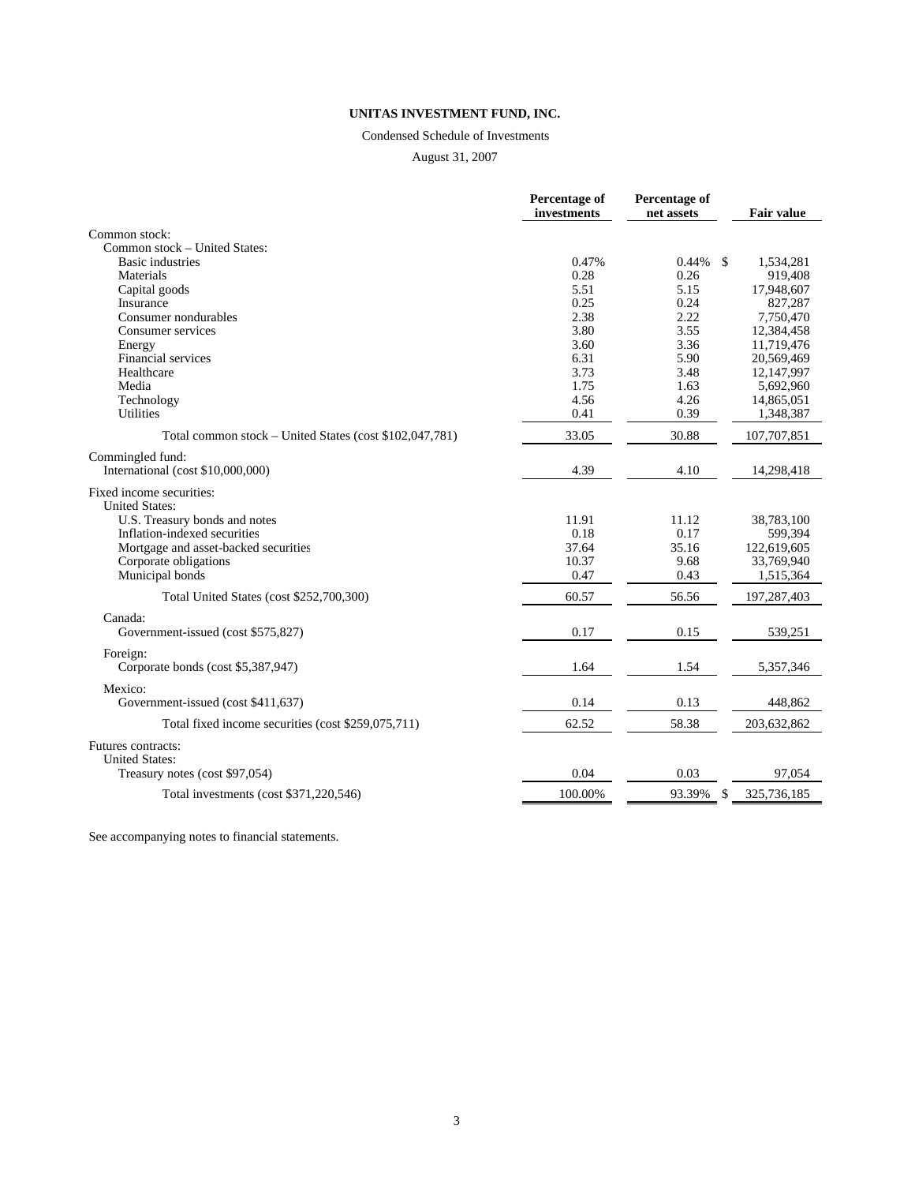**UNITAS INVESTMENT FUND, INC.**

Condensed Schedule of Investments

August 31, 2007

| | Percentage of investments | Percentage of net assets | Fair value |
|---|---|---|---|
| Common stock: | | | |
| Common stock – United States: | | | |
| Basic industries | 0.47% | 0.44% | $ 1,534,281 |
| Materials | 0.28 | 0.26 | 919,408 |
| Capital goods | 5.51 | 5.15 | 17,948,607 |
| Insurance | 0.25 | 0.24 | 827,287 |
| Consumer nondurables | 2.38 | 2.22 | 7,750,470 |
| Consumer services | 3.80 | 3.55 | 12,384,458 |
| Energy | 3.60 | 3.36 | 11,719,476 |
| Financial services | 6.31 | 5.90 | 20,569,469 |
| Healthcare | 3.73 | 3.48 | 12,147,997 |
| Media | 1.75 | 1.63 | 5,692,960 |
| Technology | 4.56 | 4.26 | 14,865,051 |
| Utilities | 0.41 | 0.39 | 1,348,387 |
| Total common stock – United States (cost $102,047,781) | 33.05 | 30.88 | 107,707,851 |
| Commingled fund: | | | |
| International (cost $10,000,000) | 4.39 | 4.10 | 14,298,418 |
| Fixed income securities: | | | |
| United States: | | | |
| U.S. Treasury bonds and notes | 11.91 | 11.12 | 38,783,100 |
| Inflation-indexed securities | 0.18 | 0.17 | 599,394 |
| Mortgage and asset-backed securities | 37.64 | 35.16 | 122,619,605 |
| Corporate obligations | 10.37 | 9.68 | 33,769,940 |
| Municipal bonds | 0.47 | 0.43 | 1,515,364 |
| Total United States (cost $252,700,300) | 60.57 | 56.56 | 197,287,403 |
| Canada: | | | |
| Government-issued (cost $575,827) | 0.17 | 0.15 | 539,251 |
| Foreign: | | | |
| Corporate bonds (cost $5,387,947) | 1.64 | 1.54 | 5,357,346 |
| Mexico: | | | |
| Government-issued (cost $411,637) | 0.14 | 0.13 | 448,862 |
| Total fixed income securities (cost $259,075,711) | 62.52 | 58.38 | 203,632,862 |
| Futures contracts: | | | |
| United States: | | | |
| Treasury notes (cost $97,054) | 0.04 | 0.03 | 97,054 |
| Total investments (cost $371,220,546) | 100.00% | 93.39% | $ 325,736,185 |

See accompanying notes to financial statements.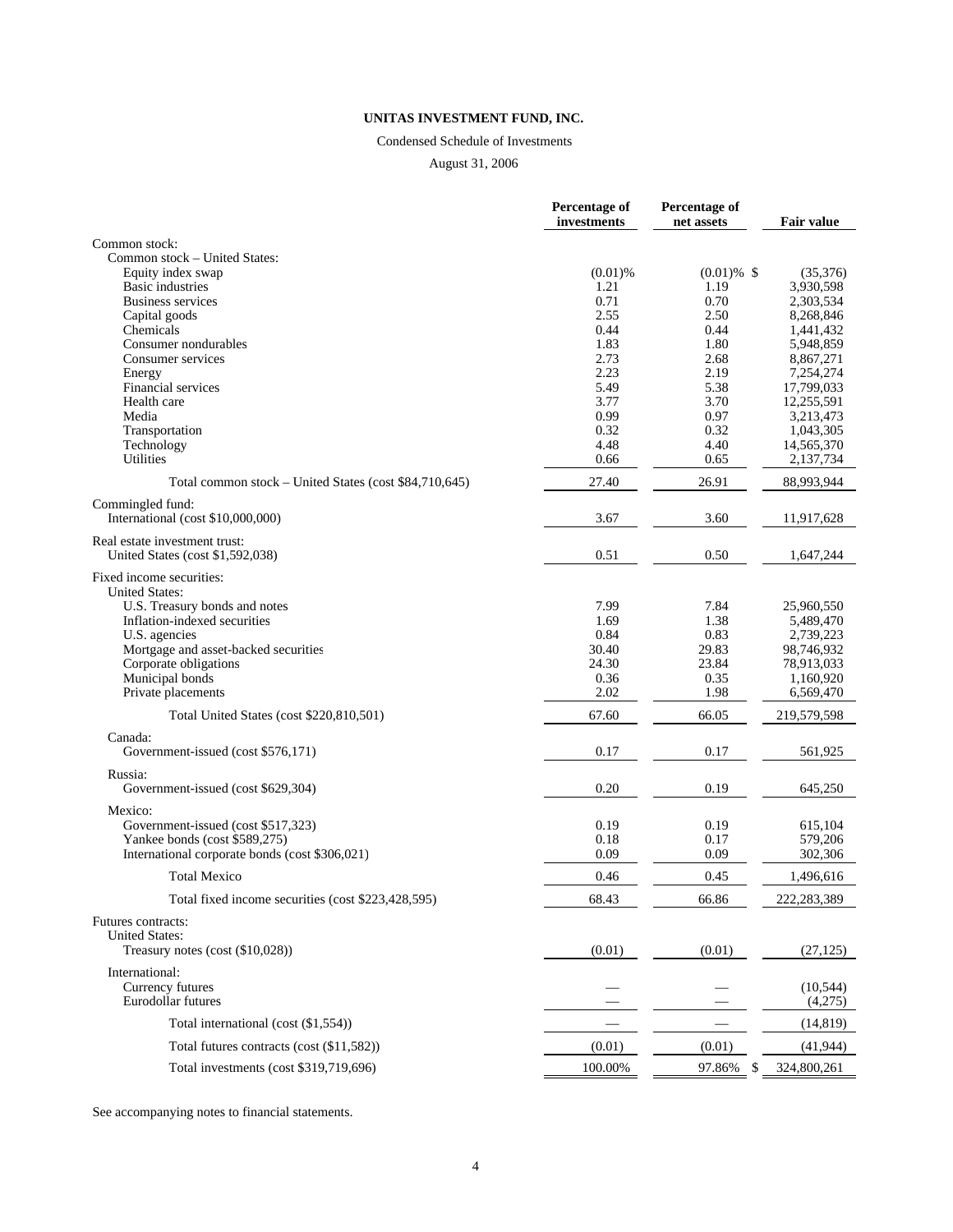**UNITAS INVESTMENT FUND, INC.**

Condensed Schedule of Investments

August 31, 2006

| | Percentage of investments | Percentage of net assets | Fair value |
|---|---|---|---|
| Common stock: | | | |
| Common stock – United States: | | | |
| Equity index swap | (0.01)% | (0.01)% | $ (35,376) |
| Basic industries | 1.21 | 1.19 | 3,930,598 |
| Business services | 0.71 | 0.70 | 2,303,534 |
| Capital goods | 2.55 | 2.50 | 8,268,846 |
| Chemicals | 0.44 | 0.44 | 1,441,432 |
| Consumer nondurables | 1.83 | 1.80 | 5,948,859 |
| Consumer services | 2.73 | 2.68 | 8,867,271 |
| Energy | 2.23 | 2.19 | 7,254,274 |
| Financial services | 5.49 | 5.38 | 17,799,033 |
| Health care | 3.77 | 3.70 | 12,255,591 |
| Media | 0.99 | 0.97 | 3,213,473 |
| Transportation | 0.32 | 0.32 | 1,043,305 |
| Technology | 4.48 | 4.40 | 14,565,370 |
| Utilities | 0.66 | 0.65 | 2,137,734 |
| Total common stock – United States (cost $84,710,645) | 27.40 | 26.91 | 88,993,944 |
| Commingled fund: | | | |
| International (cost $10,000,000) | 3.67 | 3.60 | 11,917,628 |
| Real estate investment trust: | | | |
| United States (cost $1,592,038) | 0.51 | 0.50 | 1,647,244 |
| Fixed income securities: | | | |
| United States: | | | |
| U.S. Treasury bonds and notes | 7.99 | 7.84 | 25,960,550 |
| Inflation-indexed securities | 1.69 | 1.38 | 5,489,470 |
| U.S. agencies | 0.84 | 0.83 | 2,739,223 |
| Mortgage and asset-backed securities | 30.40 | 29.83 | 98,746,932 |
| Corporate obligations | 24.30 | 23.84 | 78,913,033 |
| Municipal bonds | 0.36 | 0.35 | 1,160,920 |
| Private placements | 2.02 | 1.98 | 6,569,470 |
| Total United States (cost $220,810,501) | 67.60 | 66.05 | 219,579,598 |
| Canada: | | | |
| Government-issued (cost $576,171) | 0.17 | 0.17 | 561,925 |
| Russia: | | | |
| Government-issued (cost $629,304) | 0.20 | 0.19 | 645,250 |
| Mexico: | | | |
| Government-issued (cost $517,323) | 0.19 | 0.19 | 615,104 |
| Yankee bonds (cost $589,275) | 0.18 | 0.17 | 579,206 |
| International corporate bonds (cost $306,021) | 0.09 | 0.09 | 302,306 |
| Total Mexico | 0.46 | 0.45 | 1,496,616 |
| Total fixed income securities (cost $223,428,595) | 68.43 | 66.86 | 222,283,389 |
| Futures contracts: | | | |
| United States: | | | |
| Treasury notes (cost ($10,028)) | (0.01) | (0.01) | (27,125) |
| International: | | | |
| Currency futures | — | — | (10,544) |
| Eurodollar futures | — | — | (4,275) |
| Total international (cost ($1,554)) | — | — | (14,819) |
| Total futures contracts (cost ($11,582)) | (0.01) | (0.01) | (41,944) |
| Total investments (cost $319,719,696) | 100.00% | 97.86% | $ 324,800,261 |

See accompanying notes to financial statements.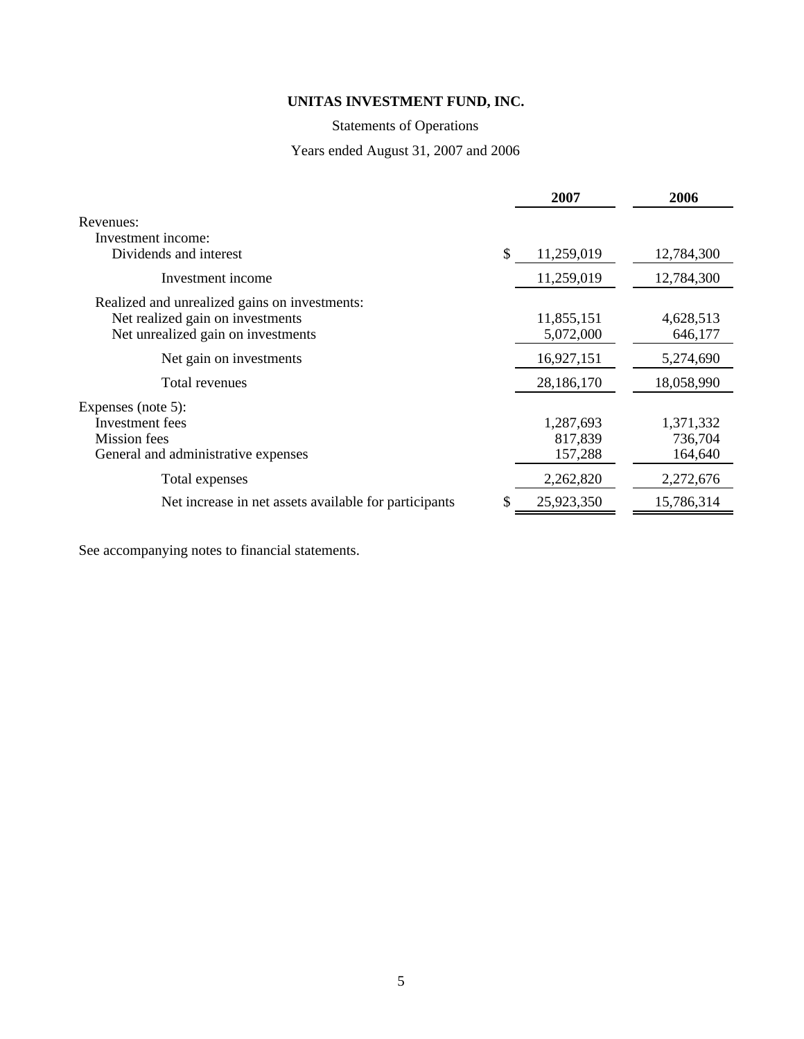# UNITAS INVESTMENT FUND, INC.

Statements of Operations

Years ended August 31, 2007 and 2006

| | 2007 | 2006 |
|---|---|---|
| Revenues: | | |
| Investment income: | | |
| Dividends and interest | $ 11,259,019 | 12,784,300 |
| Investment income | 11,259,019 | 12,784,300 |
| Realized and unrealized gains on investments: | | |
| Net realized gain on investments | 11,855,151 | 4,628,513 |
| Net unrealized gain on investments | 5,072,000 | 646,177 |
| Net gain on investments | 16,927,151 | 5,274,690 |
| Total revenues | 28,186,170 | 18,058,990 |
| Expenses (note 5): | | |
| Investment fees | 1,287,693 | 1,371,332 |
| Mission fees | 817,839 | 736,704 |
| General and administrative expenses | 157,288 | 164,640 |
| Total expenses | 2,262,820 | 2,272,676 |
| Net increase in net assets available for participants | $ 25,923,350 | 15,786,314 |

See accompanying notes to financial statements.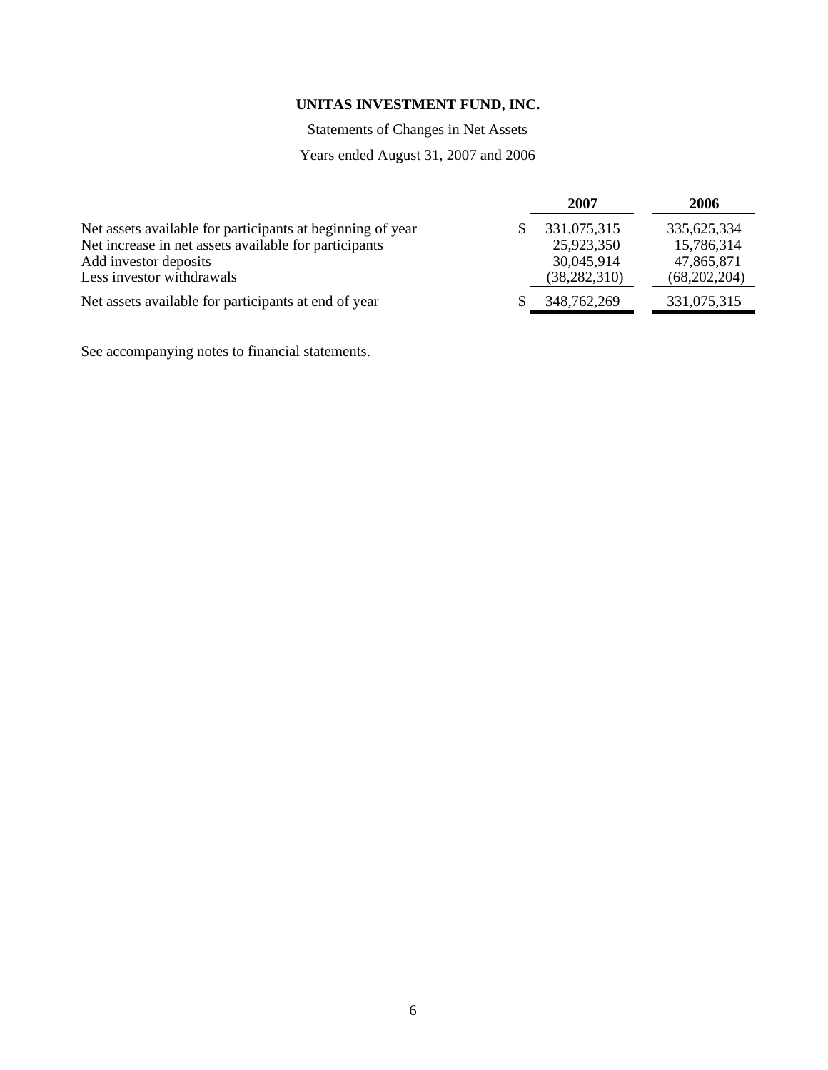**UNITAS INVESTMENT FUND, INC.**

Statements of Changes in Net Assets

Years ended August 31, 2007 and 2006

| | 2007 | 2006 |
|---|---|---|
| Net assets available for participants at beginning of year | $ 331,075,315 | 335,625,334 |
| Net increase in net assets available for participants | 25,923,350 | 15,786,314 |
| Add investor deposits | 30,045,914 | 47,865,871 |
| Less investor withdrawals | (38,282,310) | (68,202,204) |
| Net assets available for participants at end of year | $ 348,762,269 | 331,075,315 |

See accompanying notes to financial statements.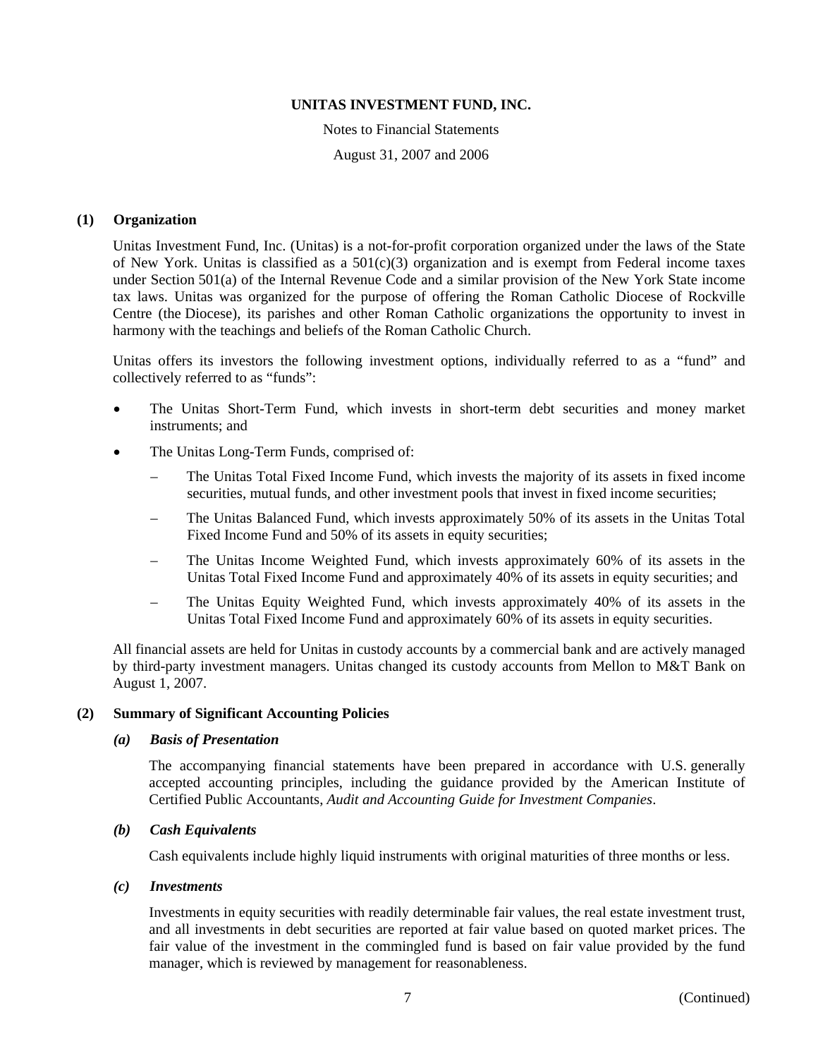**UNITAS INVESTMENT FUND, INC.**

Notes to Financial Statements

August 31, 2007 and 2006

## (1) Organization

Unitas Investment Fund, Inc. (Unitas) is a not-for-profit corporation organized under the laws of the State of New York. Unitas is classified as a 501(c)(3) organization and is exempt from Federal income taxes under Section 501(a) of the Internal Revenue Code and a similar provision of the New York State income tax laws. Unitas was organized for the purpose of offering the Roman Catholic Diocese of Rockville Centre (the Diocese), its parishes and other Roman Catholic organizations the opportunity to invest in harmony with the teachings and beliefs of the Roman Catholic Church.

Unitas offers its investors the following investment options, individually referred to as a "fund" and collectively referred to as "funds":

- The Unitas Short-Term Fund, which invests in short-term debt securities and money market instruments; and
- The Unitas Long-Term Funds, comprised of:
  - The Unitas Total Fixed Income Fund, which invests the majority of its assets in fixed income securities, mutual funds, and other investment pools that invest in fixed income securities;
  - The Unitas Balanced Fund, which invests approximately 50% of its assets in the Unitas Total Fixed Income Fund and 50% of its assets in equity securities;
  - The Unitas Income Weighted Fund, which invests approximately 60% of its assets in the Unitas Total Fixed Income Fund and approximately 40% of its assets in equity securities; and
  - The Unitas Equity Weighted Fund, which invests approximately 40% of its assets in the Unitas Total Fixed Income Fund and approximately 60% of its assets in equity securities.

All financial assets are held for Unitas in custody accounts by a commercial bank and are actively managed by third-party investment managers. Unitas changed its custody accounts from Mellon to M&T Bank on August 1, 2007.

## (2) Summary of Significant Accounting Policies

### *(a) Basis of Presentation*

The accompanying financial statements have been prepared in accordance with U.S. generally accepted accounting principles, including the guidance provided by the American Institute of Certified Public Accountants, *Audit and Accounting Guide for Investment Companies*.

### *(b) Cash Equivalents*

Cash equivalents include highly liquid instruments with original maturities of three months or less.

### *(c) Investments*

Investments in equity securities with readily determinable fair values, the real estate investment trust, and all investments in debt securities are reported at fair value based on quoted market prices. The fair value of the investment in the commingled fund is based on fair value provided by the fund manager, which is reviewed by management for reasonableness.

(Continued)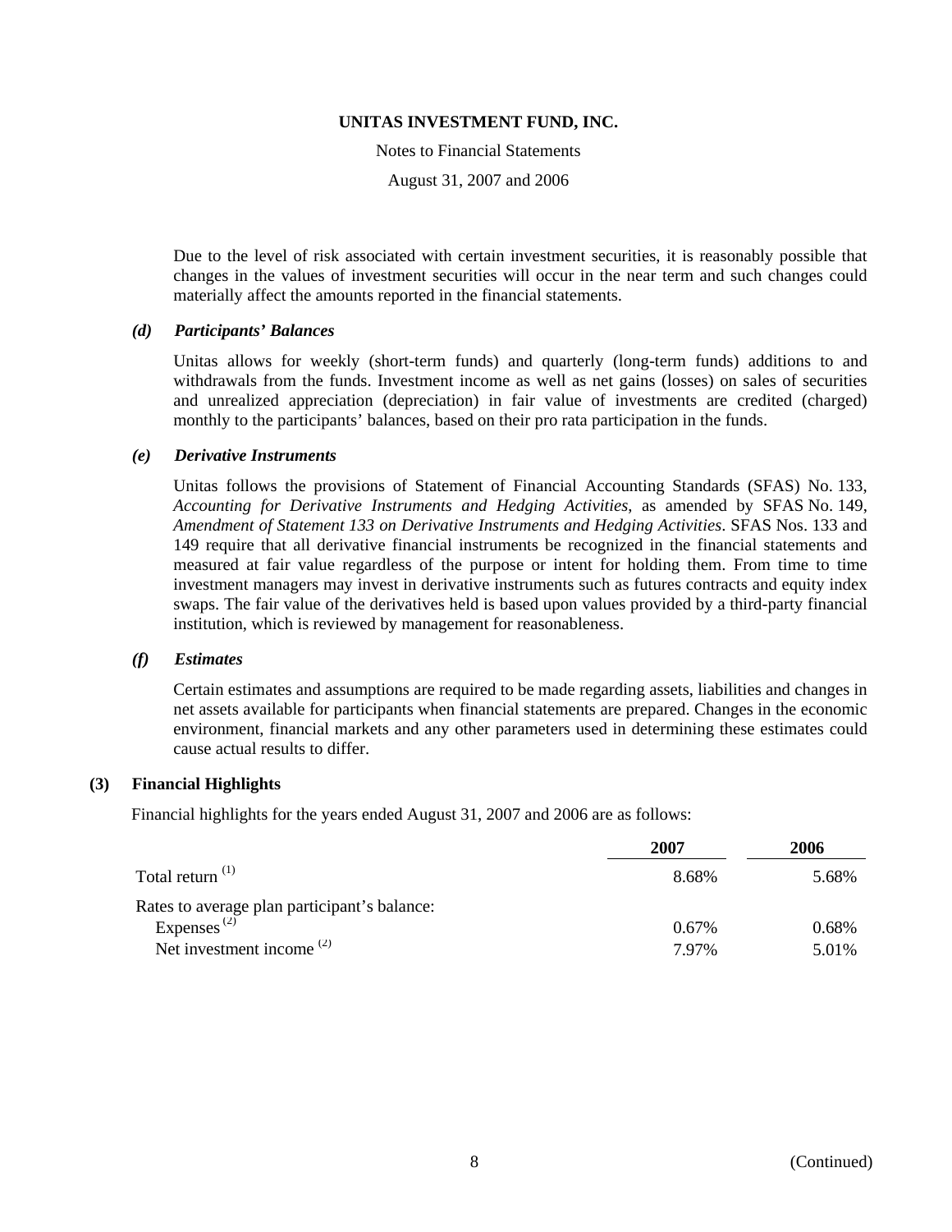**UNITAS INVESTMENT FUND, INC.**

Notes to Financial Statements

August 31, 2007 and 2006

Due to the level of risk associated with certain investment securities, it is reasonably possible that changes in the values of investment securities will occur in the near term and such changes could materially affect the amounts reported in the financial statements.

### *(d) Participants' Balances*

Unitas allows for weekly (short-term funds) and quarterly (long-term funds) additions to and withdrawals from the funds. Investment income as well as net gains (losses) on sales of securities and unrealized appreciation (depreciation) in fair value of investments are credited (charged) monthly to the participants' balances, based on their pro rata participation in the funds.

### *(e) Derivative Instruments*

Unitas follows the provisions of Statement of Financial Accounting Standards (SFAS) No. 133, *Accounting for Derivative Instruments and Hedging Activities*, as amended by SFAS No. 149, *Amendment of Statement 133 on Derivative Instruments and Hedging Activities*. SFAS Nos. 133 and 149 require that all derivative financial instruments be recognized in the financial statements and measured at fair value regardless of the purpose or intent for holding them. From time to time investment managers may invest in derivative instruments such as futures contracts and equity index swaps. The fair value of the derivatives held is based upon values provided by a third-party financial institution, which is reviewed by management for reasonableness.

### *(f) Estimates*

Certain estimates and assumptions are required to be made regarding assets, liabilities and changes in net assets available for participants when financial statements are prepared. Changes in the economic environment, financial markets and any other parameters used in determining these estimates could cause actual results to differ.

## (3) Financial Highlights

Financial highlights for the years ended August 31, 2007 and 2006 are as follows:

| | 2007 | 2006 |
|---|---|---|
| Total return [(1)] | 8.68% | 5.68% |
| Rates to average plan participant's balance: | | |
| Expenses [(2)] | 0.67% | 0.68% |
| Net investment income [(2)] | 7.97% | 5.01% |

(Continued)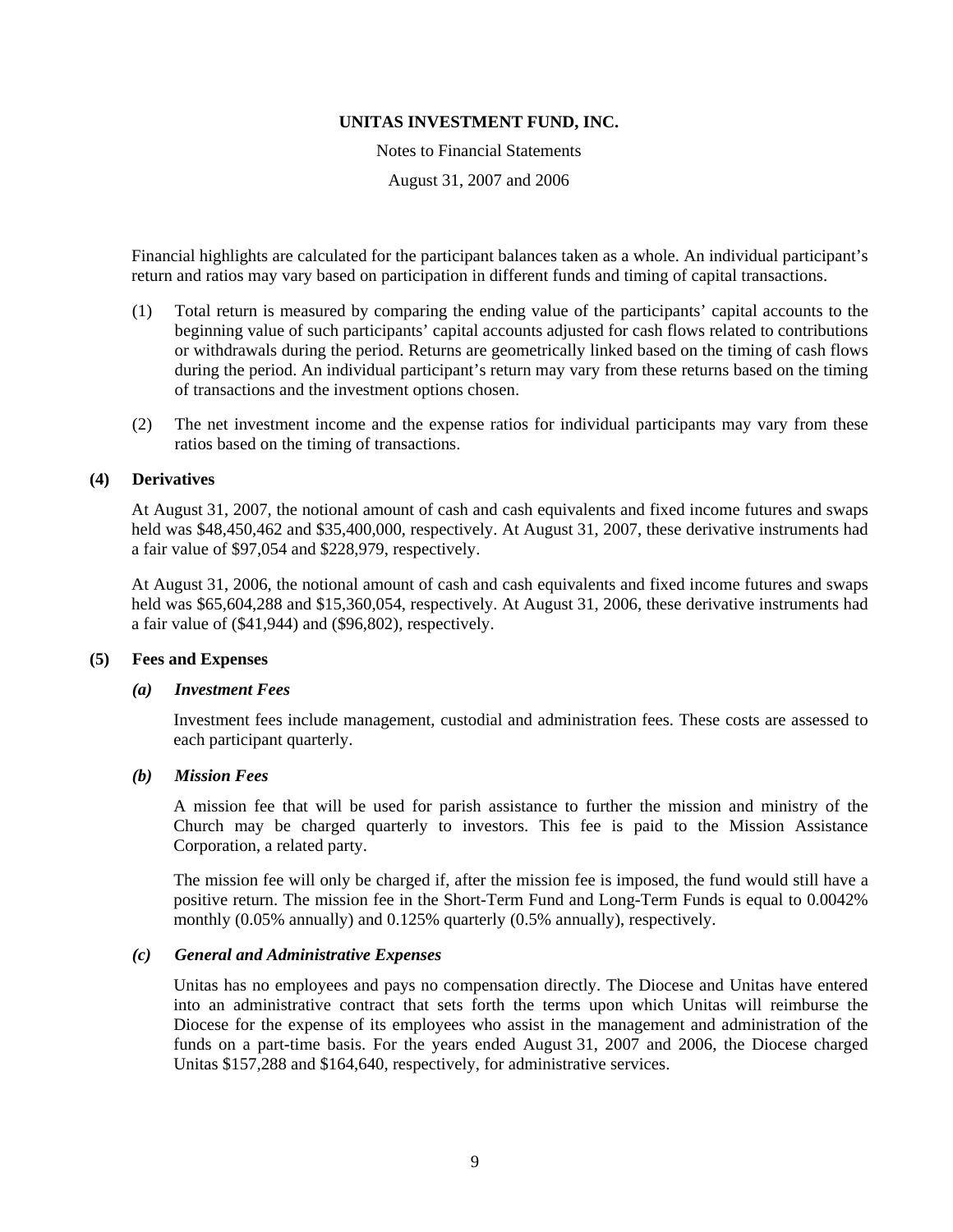Financial highlights are calculated for the participant balances taken as a whole. An individual participant's return and ratios may vary based on participation in different funds and timing of capital transactions.

(1) Total return is measured by comparing the ending value of the participants' capital accounts to the beginning value of such participants' capital accounts adjusted for cash flows related to contributions or withdrawals during the period. Returns are geometrically linked based on the timing of cash flows during the period. An individual participant's return may vary from these returns based on the timing of transactions and the investment options chosen.

(2) The net investment income and the expense ratios for individual participants may vary from these ratios based on the timing of transactions.

## (4) Derivatives

At August 31, 2007, the notional amount of cash and cash equivalents and fixed income futures and swaps held was $48,450,462 and $35,400,000, respectively. At August 31, 2007, these derivative instruments had a fair value of $97,054 and $228,979, respectively.

At August 31, 2006, the notional amount of cash and cash equivalents and fixed income futures and swaps held was $65,604,288 and $15,360,054, respectively. At August 31, 2006, these derivative instruments had a fair value of ($41,944) and ($96,802), respectively.

## (5) Fees and Expenses

### *(a) Investment Fees*

Investment fees include management, custodial and administration fees. These costs are assessed to each participant quarterly.

### *(b) Mission Fees*

A mission fee that will be used for parish assistance to further the mission and ministry of the Church may be charged quarterly to investors. This fee is paid to the Mission Assistance Corporation, a related party.

The mission fee will only be charged if, after the mission fee is imposed, the fund would still have a positive return. The mission fee in the Short-Term Fund and Long-Term Funds is equal to 0.0042% monthly (0.05% annually) and 0.125% quarterly (0.5% annually), respectively.

### *(c) General and Administrative Expenses*

Unitas has no employees and pays no compensation directly. The Diocese and Unitas have entered into an administrative contract that sets forth the terms upon which Unitas will reimburse the Diocese for the expense of its employees who assist in the management and administration of the funds on a part-time basis. For the years ended August 31, 2007 and 2006, the Diocese charged Unitas $157,288 and $164,640, respectively, for administrative services.